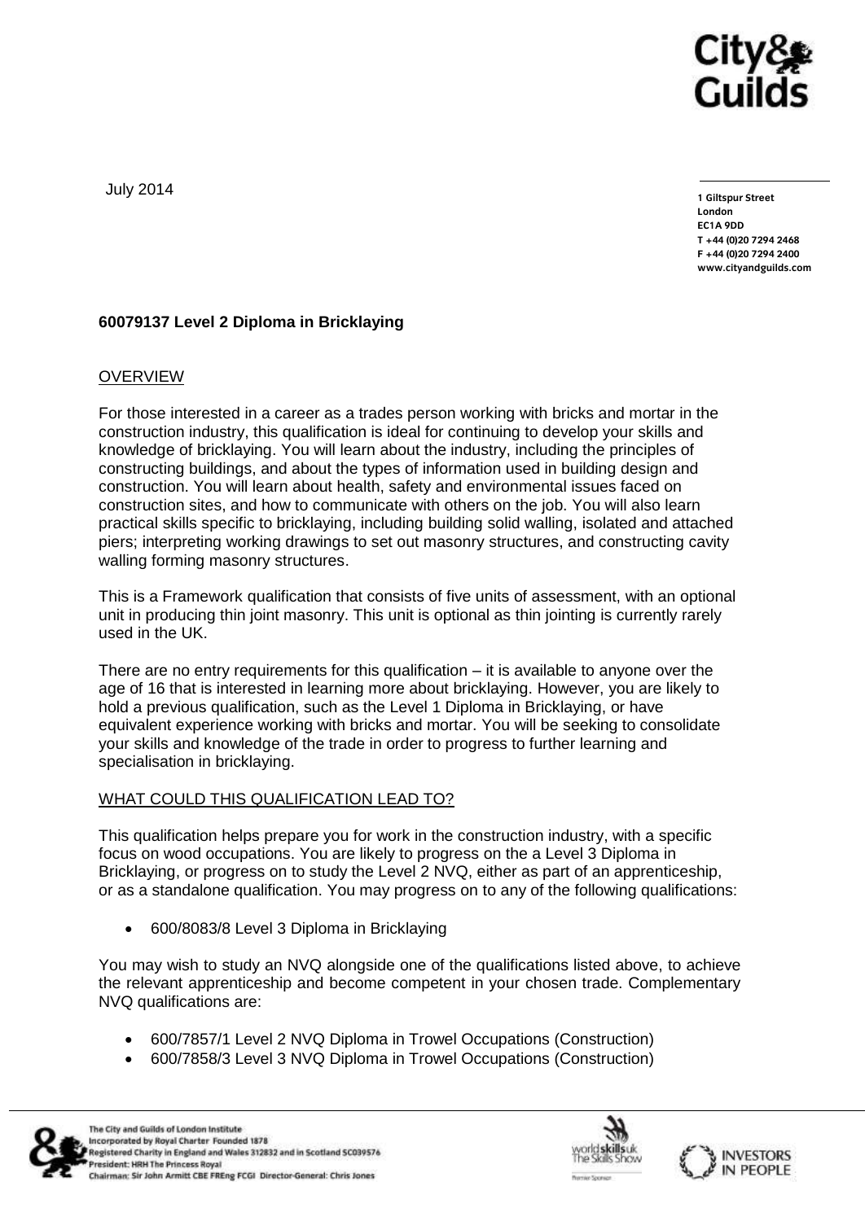July 2014

1 Giltspur Street
London
EC1A 9DD
T +44 (0)20 7294 2468
F +44 (0)20 7294 2400
www.cityandguilds.com

**60079137 Level 2 Diploma in Bricklaying**

## OVERVIEW

For those interested in a career as a trades person working with bricks and mortar in the construction industry, this qualification is ideal for continuing to develop your skills and knowledge of bricklaying. You will learn about the industry, including the principles of constructing buildings, and about the types of information used in building design and construction. You will learn about health, safety and environmental issues faced on construction sites, and how to communicate with others on the job. You will also learn practical skills specific to bricklaying, including building solid walling, isolated and attached piers; interpreting working drawings to set out masonry structures, and constructing cavity walling forming masonry structures.

This is a Framework qualification that consists of five units of assessment, with an optional unit in producing thin joint masonry. This unit is optional as thin jointing is currently rarely used in the UK.

There are no entry requirements for this qualification – it is available to anyone over the age of 16 that is interested in learning more about bricklaying. However, you are likely to hold a previous qualification, such as the Level 1 Diploma in Bricklaying, or have equivalent experience working with bricks and mortar. You will be seeking to consolidate your skills and knowledge of the trade in order to progress to further learning and specialisation in bricklaying.

## WHAT COULD THIS QUALIFICATION LEAD TO?

This qualification helps prepare you for work in the construction industry, with a specific focus on wood occupations. You are likely to progress on the a Level 3 Diploma in Bricklaying, or progress on to study the Level 2 NVQ, either as part of an apprenticeship, or as a standalone qualification. You may progress on to any of the following qualifications:

- 600/8083/8 Level 3 Diploma in Bricklaying

You may wish to study an NVQ alongside one of the qualifications listed above, to achieve the relevant apprenticeship and become competent in your chosen trade. Complementary NVQ qualifications are:

- 600/7857/1 Level 2 NVQ Diploma in Trowel Occupations (Construction)
- 600/7858/3 Level 3 NVQ Diploma in Trowel Occupations (Construction)

The City and Guilds of London Institute
Incorporated by Royal Charter Founded 1878
Registered Charity in England and Wales 312832 and in Scotland SC039576
President: HRH The Princess Royal
Chairman: Sir John Armitt CBE FREng FCGI Director-General: Chris Jones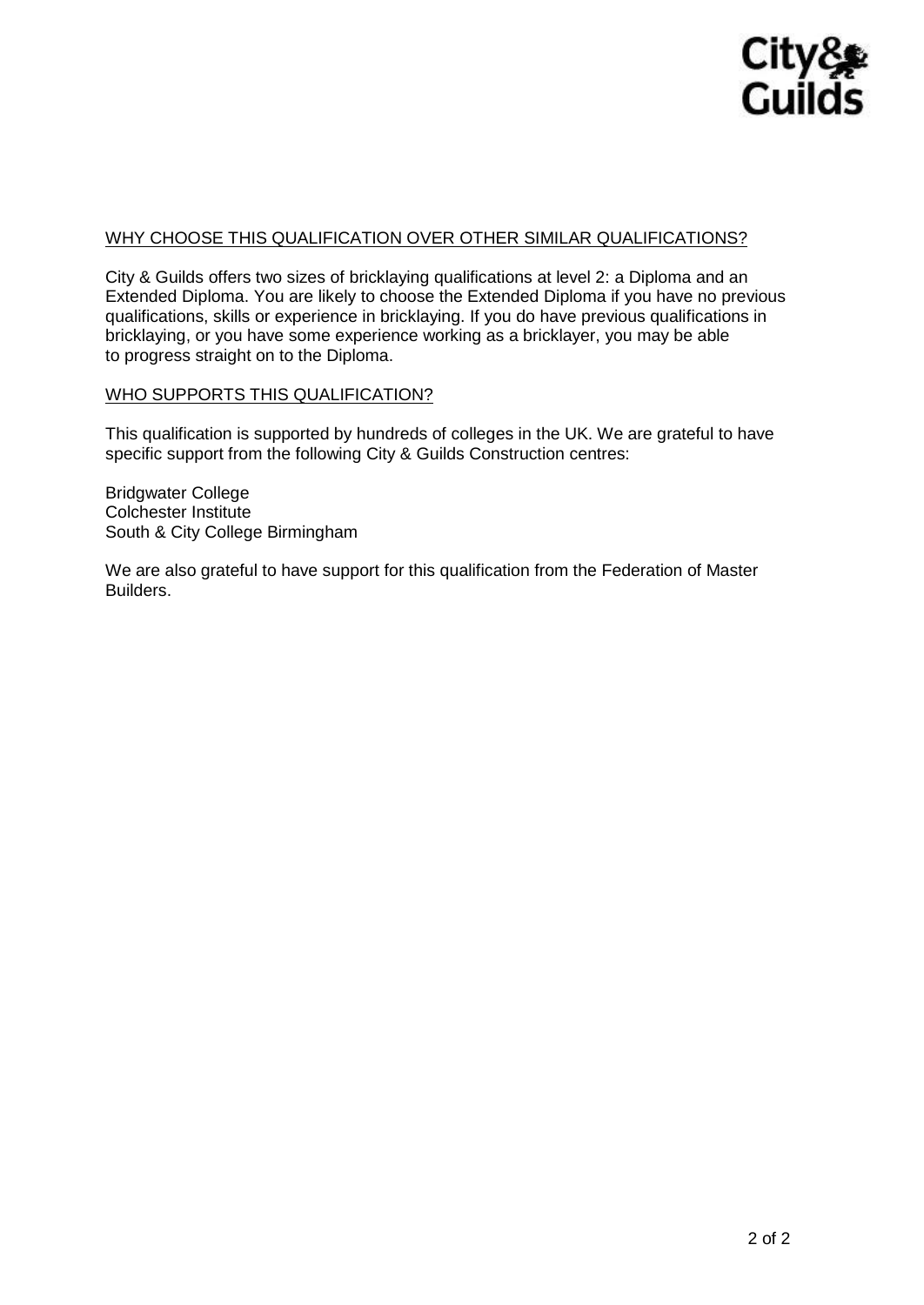## WHY CHOOSE THIS QUALIFICATION OVER OTHER SIMILAR QUALIFICATIONS?

City & Guilds offers two sizes of bricklaying qualifications at level 2: a Diploma and an Extended Diploma. You are likely to choose the Extended Diploma if you have no previous qualifications, skills or experience in bricklaying. If you do have previous qualifications in bricklaying, or you have some experience working as a bricklayer, you may be able to progress straight on to the Diploma.

## WHO SUPPORTS THIS QUALIFICATION?

This qualification is supported by hundreds of colleges in the UK. We are grateful to have specific support from the following City & Guilds Construction centres:

Bridgwater College
Colchester Institute
South & City College Birmingham

We are also grateful to have support for this qualification from the Federation of Master Builders.